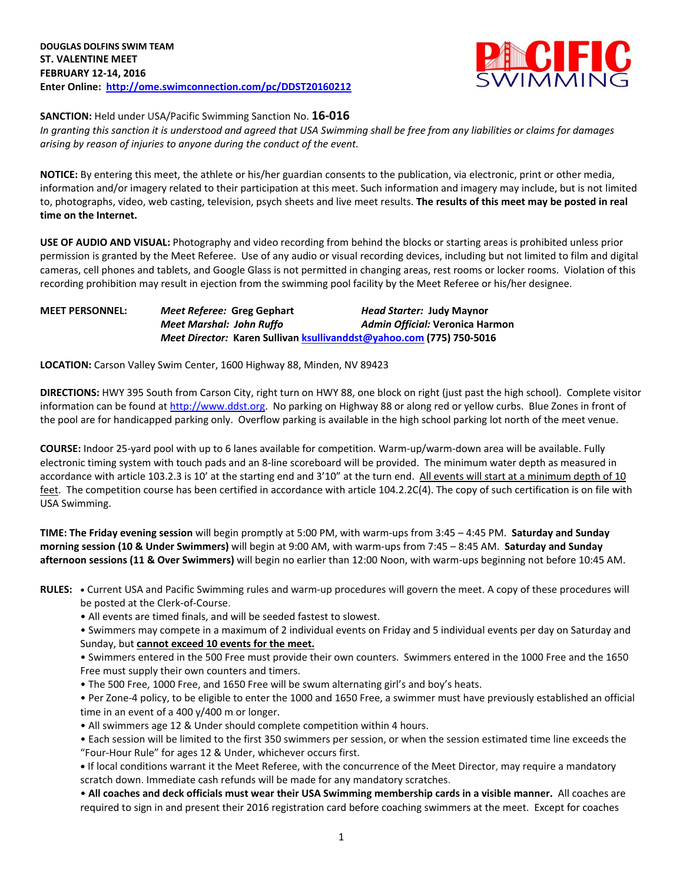**DOUGLAS DOLFINS SWIM TEAM**
**ST. VALENTINE MEET**
**FEBRUARY 12-14, 2016**
**Enter Online: [http://ome.swimconnection.com/pc/DDST20160212](http://ome.swimconnection.com/pc/DDST20160212)**

**SANCTION:** Held under USA/Pacific Swimming Sanction No. **16-016**
*In granting this sanction it is understood and agreed that USA Swimming shall be free from any liabilities or claims for damages arising by reason of injuries to anyone during the conduct of the event.*

**NOTICE:** By entering this meet, the athlete or his/her guardian consents to the publication, via electronic, print or other media, information and/or imagery related to their participation at this meet. Such information and imagery may include, but is not limited to, photographs, video, web casting, television, psych sheets and live meet results. **The results of this meet may be posted in real time on the Internet.**

**USE OF AUDIO AND VISUAL:** Photography and video recording from behind the blocks or starting areas is prohibited unless prior permission is granted by the Meet Referee. Use of any audio or visual recording devices, including but not limited to film and digital cameras, cell phones and tablets, and Google Glass is not permitted in changing areas, rest rooms or locker rooms. Violation of this recording prohibition may result in ejection from the swimming pool facility by the Meet Referee or his/her designee.

**MEET PERSONNEL:**
*Meet Referee:* **Greg Gephart** — *Head Starter:* **Judy Maynor**
*Meet Marshal: John Ruffo* — *Admin Official:* **Veronica Harmon**
*Meet Director:* **Karen Sullivan [ksullivanddst@yahoo.com](mailto:ksullivanddst@yahoo.com) (775) 750-5016**

**LOCATION:** Carson Valley Swim Center, 1600 Highway 88, Minden, NV 89423

**DIRECTIONS:** HWY 395 South from Carson City, right turn on HWY 88, one block on right (just past the high school). Complete visitor information can be found at [http://www.ddst.org](http://www.ddst.org). No parking on Highway 88 or along red or yellow curbs. Blue Zones in front of the pool are for handicapped parking only. Overflow parking is available in the high school parking lot north of the meet venue.

**COURSE:** Indoor 25-yard pool with up to 6 lanes available for competition. Warm-up/warm-down area will be available. Fully electronic timing system with touch pads and an 8-line scoreboard will be provided. The minimum water depth as measured in accordance with article 103.2.3 is 10' at the starting end and 3'10" at the turn end. <u>All events will start at a minimum depth of 10 feet</u>. The competition course has been certified in accordance with article 104.2.2C(4). The copy of such certification is on file with USA Swimming.

**TIME: The Friday evening session** will begin promptly at 5:00 PM, with warm-ups from 3:45 – 4:45 PM. **Saturday and Sunday morning session (10 & Under Swimmers)** will begin at 9:00 AM, with warm-ups from 7:45 – 8:45 AM. **Saturday and Sunday afternoon sessions (11 & Over Swimmers)** will begin no earlier than 12:00 Noon, with warm-ups beginning not before 10:45 AM.

**RULES:**

- Current USA and Pacific Swimming rules and warm-up procedures will govern the meet. A copy of these procedures will be posted at the Clerk-of-Course.
- All events are timed finals, and will be seeded fastest to slowest.
- Swimmers may compete in a maximum of 2 individual events on Friday and 5 individual events per day on Saturday and Sunday, but **<u>cannot exceed 10 events for the meet.</u>**
- Swimmers entered in the 500 Free must provide their own counters. Swimmers entered in the 1000 Free and the 1650 Free must supply their own counters and timers.
- The 500 Free, 1000 Free, and 1650 Free will be swum alternating girl's and boy's heats.
- Per Zone-4 policy, to be eligible to enter the 1000 and 1650 Free, a swimmer must have previously established an official time in an event of a 400 y/400 m or longer.
- All swimmers age 12 & Under should complete competition within 4 hours.
- Each session will be limited to the first 350 swimmers per session, or when the session estimated time line exceeds the "Four-Hour Rule" for ages 12 & Under, whichever occurs first.
- If local conditions warrant it the Meet Referee, with the concurrence of the Meet Director, may require a mandatory scratch down. Immediate cash refunds will be made for any mandatory scratches.
- **All coaches and deck officials must wear their USA Swimming membership cards in a visible manner.** All coaches are required to sign in and present their 2016 registration card before coaching swimmers at the meet. Except for coaches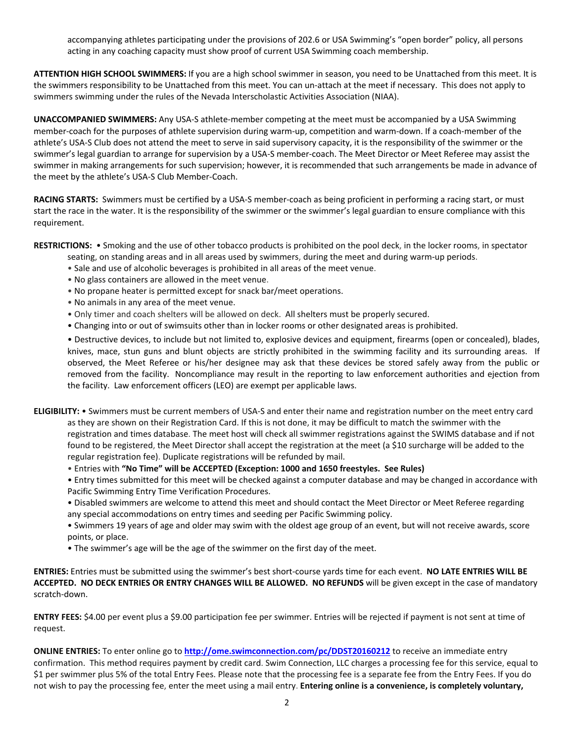accompanying athletes participating under the provisions of 202.6 or USA Swimming's "open border" policy, all persons acting in any coaching capacity must show proof of current USA Swimming coach membership.

**ATTENTION HIGH SCHOOL SWIMMERS:** If you are a high school swimmer in season, you need to be Unattached from this meet. It is the swimmers responsibility to be Unattached from this meet. You can un-attach at the meet if necessary. This does not apply to swimmers swimming under the rules of the Nevada Interscholastic Activities Association (NIAA).

**UNACCOMPANIED SWIMMERS:** Any USA-S athlete-member competing at the meet must be accompanied by a USA Swimming member-coach for the purposes of athlete supervision during warm-up, competition and warm-down. If a coach-member of the athlete's USA-S Club does not attend the meet to serve in said supervisory capacity, it is the responsibility of the swimmer or the swimmer's legal guardian to arrange for supervision by a USA-S member-coach. The Meet Director or Meet Referee may assist the swimmer in making arrangements for such supervision; however, it is recommended that such arrangements be made in advance of the meet by the athlete's USA-S Club Member-Coach.

**RACING STARTS:** Swimmers must be certified by a USA-S member-coach as being proficient in performing a racing start, or must start the race in the water. It is the responsibility of the swimmer or the swimmer's legal guardian to ensure compliance with this requirement.

**RESTRICTIONS:** • Smoking and the use of other tobacco products is prohibited on the pool deck, in the locker rooms, in spectator seating, on standing areas and in all areas used by swimmers, during the meet and during warm-up periods.

- Sale and use of alcoholic beverages is prohibited in all areas of the meet venue.
- No glass containers are allowed in the meet venue.
- No propane heater is permitted except for snack bar/meet operations.
- No animals in any area of the meet venue.
- Only timer and coach shelters will be allowed on deck. All shelters must be properly secured.
- Changing into or out of swimsuits other than in locker rooms or other designated areas is prohibited.
- Destructive devices, to include but not limited to, explosive devices and equipment, firearms (open or concealed), blades, knives, mace, stun guns and blunt objects are strictly prohibited in the swimming facility and its surrounding areas. If observed, the Meet Referee or his/her designee may ask that these devices be stored safely away from the public or removed from the facility. Noncompliance may result in the reporting to law enforcement authorities and ejection from the facility. Law enforcement officers (LEO) are exempt per applicable laws.

**ELIGIBILITY:** • Swimmers must be current members of USA-S and enter their name and registration number on the meet entry card as they are shown on their Registration Card. If this is not done, it may be difficult to match the swimmer with the registration and times database. The meet host will check all swimmer registrations against the SWIMS database and if not found to be registered, the Meet Director shall accept the registration at the meet (a $10 surcharge will be added to the regular registration fee). Duplicate registrations will be refunded by mail.

- Entries with **"No Time" will be ACCEPTED (Exception: 1000 and 1650 freestyles. See Rules)**
- Entry times submitted for this meet will be checked against a computer database and may be changed in accordance with Pacific Swimming Entry Time Verification Procedures.
- Disabled swimmers are welcome to attend this meet and should contact the Meet Director or Meet Referee regarding any special accommodations on entry times and seeding per Pacific Swimming policy.
- Swimmers 19 years of age and older may swim with the oldest age group of an event, but will not receive awards, score points, or place.
- The swimmer's age will be the age of the swimmer on the first day of the meet.

**ENTRIES:** Entries must be submitted using the swimmer's best short-course yards time for each event. **NO LATE ENTRIES WILL BE ACCEPTED. NO DECK ENTRIES OR ENTRY CHANGES WILL BE ALLOWED. NO REFUNDS** will be given except in the case of mandatory scratch-down.

**ENTRY FEES:** $4.00 per event plus a $9.00 participation fee per swimmer. Entries will be rejected if payment is not sent at time of request.

**ONLINE ENTRIES:** To enter online go to **http://ome.swimconnection.com/pc/DDST20160212** to receive an immediate entry confirmation. This method requires payment by credit card. Swim Connection, LLC charges a processing fee for this service, equal to $1 per swimmer plus 5% of the total Entry Fees. Please note that the processing fee is a separate fee from the Entry Fees. If you do not wish to pay the processing fee, enter the meet using a mail entry. **Entering online is a convenience, is completely voluntary,**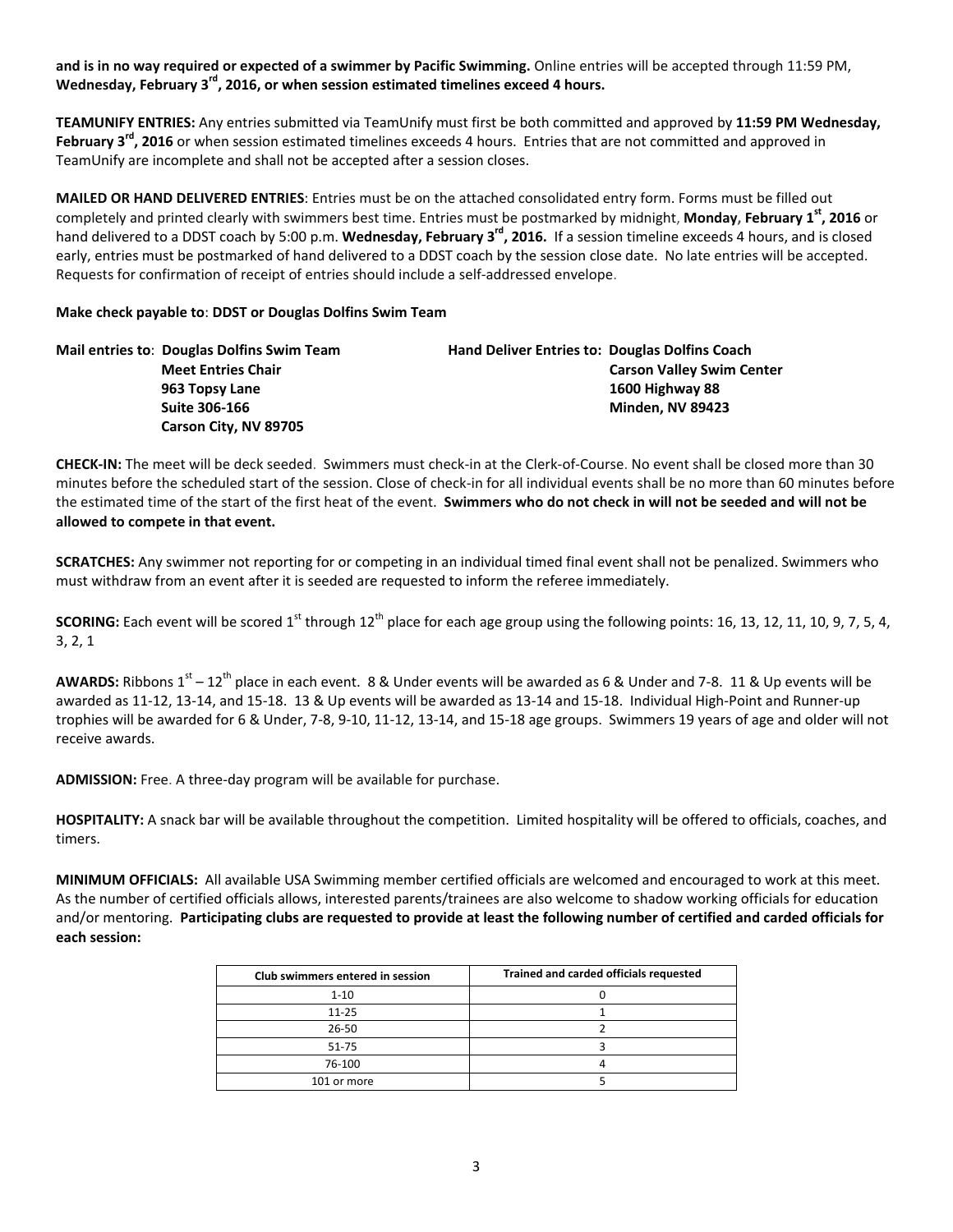**and is in no way required or expected of a swimmer by Pacific Swimming.** Online entries will be accepted through 11:59 PM, **Wednesday, February 3rd, 2016, or when session estimated timelines exceed 4 hours.**

**TEAMUNIFY ENTRIES:** Any entries submitted via TeamUnify must first be both committed and approved by **11:59 PM Wednesday, February 3rd, 2016** or when session estimated timelines exceeds 4 hours. Entries that are not committed and approved in TeamUnify are incomplete and shall not be accepted after a session closes.

**MAILED OR HAND DELIVERED ENTRIES**: Entries must be on the attached consolidated entry form. Forms must be filled out completely and printed clearly with swimmers best time. Entries must be postmarked by midnight, **Monday, February 1st, 2016** or hand delivered to a DDST coach by 5:00 p.m. **Wednesday, February 3rd, 2016.** If a session timeline exceeds 4 hours, and is closed early, entries must be postmarked of hand delivered to a DDST coach by the session close date. No late entries will be accepted. Requests for confirmation of receipt of entries should include a self-addressed envelope.

**Make check payable to**: **DDST or Douglas Dolfins Swim Team**

**Mail entries to**: **Douglas Dolfins Swim Team**
**Meet Entries Chair**
**963 Topsy Lane**
**Suite 306-166**
**Carson City, NV 89705**

**Hand Deliver Entries to: Douglas Dolfins Coach**
**Carson Valley Swim Center**
**1600 Highway 88**
**Minden, NV 89423**

**CHECK-IN:** The meet will be deck seeded. Swimmers must check-in at the Clerk-of-Course. No event shall be closed more than 30 minutes before the scheduled start of the session. Close of check-in for all individual events shall be no more than 60 minutes before the estimated time of the start of the first heat of the event. **Swimmers who do not check in will not be seeded and will not be allowed to compete in that event.**

**SCRATCHES:** Any swimmer not reporting for or competing in an individual timed final event shall not be penalized. Swimmers who must withdraw from an event after it is seeded are requested to inform the referee immediately.

**SCORING:** Each event will be scored 1st through 12th place for each age group using the following points: 16, 13, 12, 11, 10, 9, 7, 5, 4, 3, 2, 1

**AWARDS:** Ribbons 1st – 12th place in each event. 8 & Under events will be awarded as 6 & Under and 7-8. 11 & Up events will be awarded as 11-12, 13-14, and 15-18. 13 & Up events will be awarded as 13-14 and 15-18. Individual High-Point and Runner-up trophies will be awarded for 6 & Under, 7-8, 9-10, 11-12, 13-14, and 15-18 age groups. Swimmers 19 years of age and older will not receive awards.

**ADMISSION:** Free. A three-day program will be available for purchase.

**HOSPITALITY:** A snack bar will be available throughout the competition. Limited hospitality will be offered to officials, coaches, and timers.

**MINIMUM OFFICIALS:** All available USA Swimming member certified officials are welcomed and encouraged to work at this meet. As the number of certified officials allows, interested parents/trainees are also welcome to shadow working officials for education and/or mentoring. **Participating clubs are requested to provide at least the following number of certified and carded officials for each session:**

| Club swimmers entered in session | Trained and carded officials requested |
|---|---|
| 1-10 | 0 |
| 11-25 | 1 |
| 26-50 | 2 |
| 51-75 | 3 |
| 76-100 | 4 |
| 101 or more | 5 |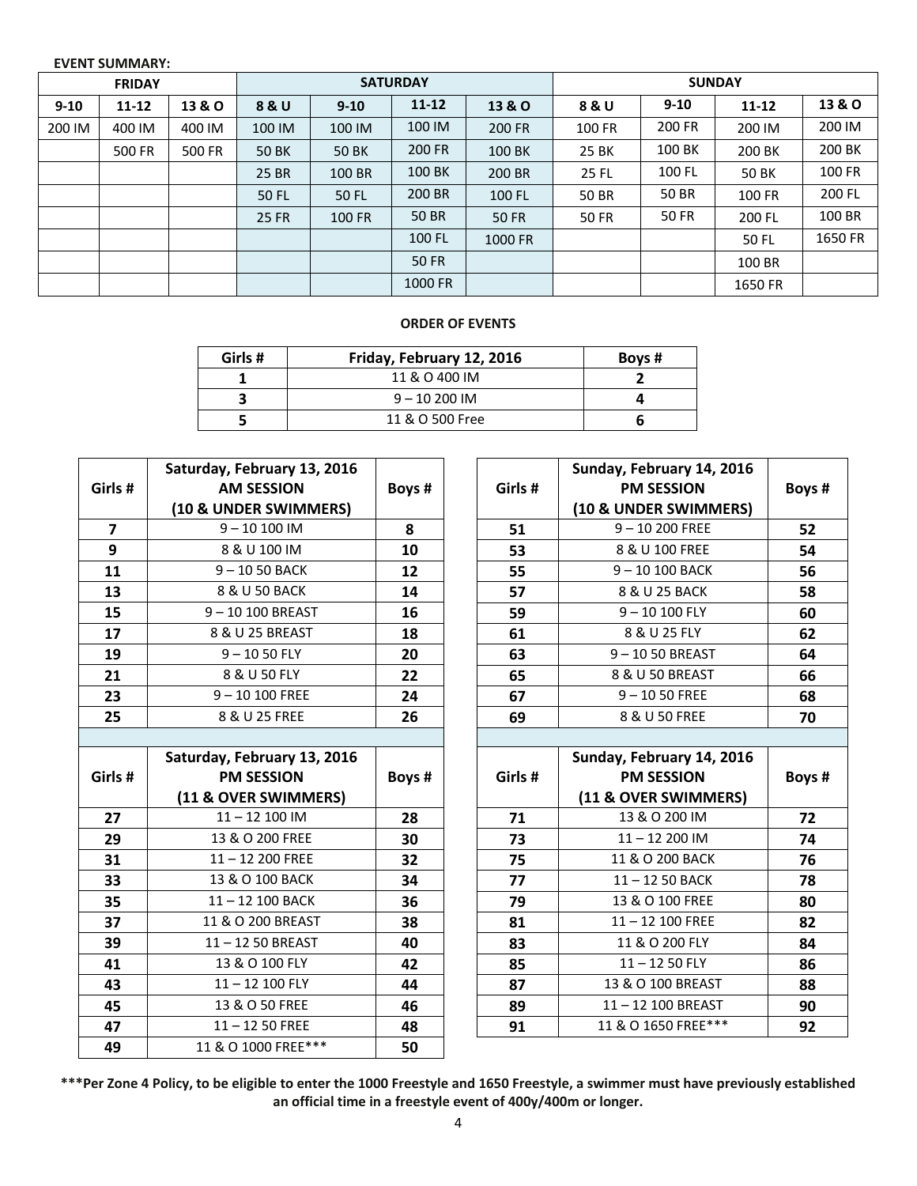**EVENT SUMMARY:**

| FRIDAY | | | SATURDAY | | | | SUNDAY | | | |
|---|---|---|---|---|---|---|---|---|---|---|
| 9-10 | 11-12 | 13 & O | 8 & U | 9-10 | 11-12 | 13 & O | 8 & U | 9-10 | 11-12 | 13 & O |
| 200 IM | 400 IM | 400 IM | 100 IM | 100 IM | 100 IM | 200 FR | 100 FR | 200 FR | 200 IM | 200 IM |
| | 500 FR | 500 FR | 50 BK | 50 BK | 200 FR | 100 BK | 25 BK | 100 BK | 200 BK | 200 BK |
| | | | 25 BR | 100 BR | 100 BK | 200 BR | 25 FL | 100 FL | 50 BK | 100 FR |
| | | | 50 FL | 50 FL | 200 BR | 100 FL | 50 BR | 50 BR | 100 FR | 200 FL |
| | | | 25 FR | 100 FR | 50 BR | 50 FR | 50 FR | 50 FR | 200 FL | 100 BR |
| | | | | | 100 FL | 1000 FR | | | 50 FL | 1650 FR |
| | | | | | 50 FR | | | | 100 BR | |
| | | | | | 1000 FR | | | | 1650 FR | |

**ORDER OF EVENTS**

| Girls # | Friday, February 12, 2016 | Boys # |
|---|---|---|
| 1 | 11 & O 400 IM | 2 |
| 3 | 9 – 10 200 IM | 4 |
| 5 | 11 & O 500 Free | 6 |

| Girls # | Saturday, February 13, 2016 AM SESSION (10 & UNDER SWIMMERS) | Boys # |
|---|---|---|
| 7 | 9 – 10 100 IM | 8 |
| 9 | 8 & U 100 IM | 10 |
| 11 | 9 – 10 50 BACK | 12 |
| 13 | 8 & U 50 BACK | 14 |
| 15 | 9 – 10 100 BREAST | 16 |
| 17 | 8 & U 25 BREAST | 18 |
| 19 | 9 – 10 50 FLY | 20 |
| 21 | 8 & U 50 FLY | 22 |
| 23 | 9 – 10 100 FREE | 24 |
| 25 | 8 & U 25 FREE | 26 |

| Girls # | Saturday, February 13, 2016 PM SESSION (11 & OVER SWIMMERS) | Boys # |
|---|---|---|
| 27 | 11 – 12 100 IM | 28 |
| 29 | 13 & O 200 FREE | 30 |
| 31 | 11 – 12 200 FREE | 32 |
| 33 | 13 & O 100 BACK | 34 |
| 35 | 11 – 12 100 BACK | 36 |
| 37 | 11 & O 200 BREAST | 38 |
| 39 | 11 – 12 50 BREAST | 40 |
| 41 | 13 & O 100 FLY | 42 |
| 43 | 11 – 12 100 FLY | 44 |
| 45 | 13 & O 50 FREE | 46 |
| 47 | 11 – 12 50 FREE | 48 |
| 49 | 11 & O 1000 FREE*** | 50 |

| Girls # | Sunday, February 14, 2016 PM SESSION (10 & UNDER SWIMMERS) | Boys # |
|---|---|---|
| 51 | 9 – 10 200 FREE | 52 |
| 53 | 8 & U 100 FREE | 54 |
| 55 | 9 – 10 100 BACK | 56 |
| 57 | 8 & U 25 BACK | 58 |
| 59 | 9 – 10 100 FLY | 60 |
| 61 | 8 & U 25 FLY | 62 |
| 63 | 9 – 10 50 BREAST | 64 |
| 65 | 8 & U 50 BREAST | 66 |
| 67 | 9 – 10 50 FREE | 68 |
| 69 | 8 & U 50 FREE | 70 |

| Girls # | Sunday, February 14, 2016 PM SESSION (11 & OVER SWIMMERS) | Boys # |
|---|---|---|
| 71 | 13 & O 200 IM | 72 |
| 73 | 11 – 12 200 IM | 74 |
| 75 | 11 & O 200 BACK | 76 |
| 77 | 11 – 12 50 BACK | 78 |
| 79 | 13 & O 100 FREE | 80 |
| 81 | 11 – 12 100 FREE | 82 |
| 83 | 11 & O 200 FLY | 84 |
| 85 | 11 – 12 50 FLY | 86 |
| 87 | 13 & O 100 BREAST | 88 |
| 89 | 11 – 12 100 BREAST | 90 |
| 91 | 11 & O 1650 FREE*** | 92 |

**\*\*\*Per Zone 4 Policy, to be eligible to enter the 1000 Freestyle and 1650 Freestyle, a swimmer must have previously established an official time in a freestyle event of 400y/400m or longer.**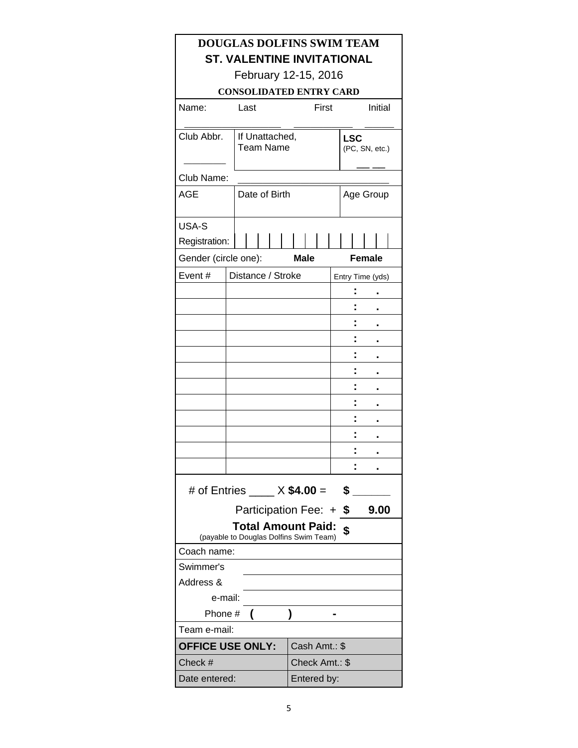**DOUGLAS DOLFINS SWIM TEAM**

**ST. VALENTINE INVITATIONAL**

February 12-15, 2016

**CONSOLIDATED ENTRY CARD**

| | | | |
|---|---|---|---|
| Name: | Last | First | Initial |
| Club Abbr. | If Unattached, Team Name | | **LSC** (PC, SN, etc.) |
| Club Name: | | | |
| AGE | Date of Birth | | Age Group |
| USA-S Registration: | | | |
| Gender (circle one): | **Male** | | **Female** |

| Event # | Distance / Stroke | Entry Time (yds) |
|---|---|---|
| | | : . |
| | | : . |
| | | : . |
| | | : . |
| | | : . |
| | | : . |
| | | : . |
| | | : . |
| | | : . |
| | | : . |
| | | : . |
| | | : . |

\# of Entries ____ X **$4.00** = **$** ______

Participation Fee: + **$ 9.00**

**Total Amount Paid:** **$**
(payable to Douglas Dolfins Swim Team)

Coach name:

Swimmer's Address & e-mail:

Phone # **(   )   -**

Team e-mail:

| | |
|---|---|
| **OFFICE USE ONLY:** | Cash Amt.: $ |
| Check # | Check Amt.: $ |
| Date entered: | Entered by: |